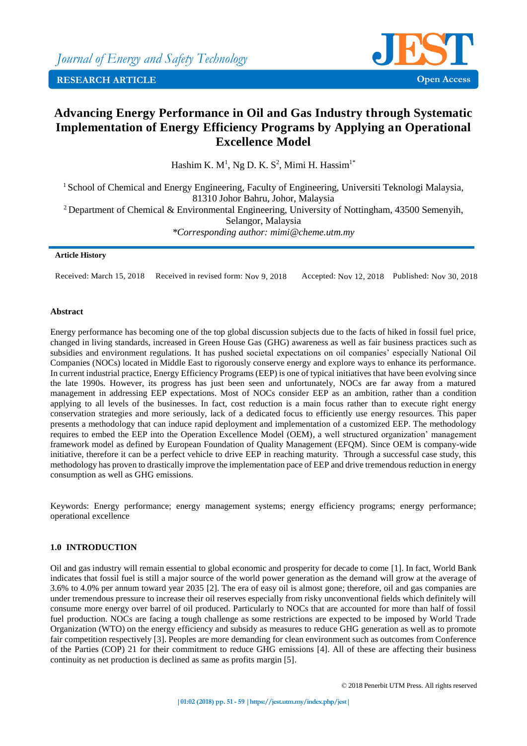Journal of Energy and Safety Technology

RESEARCH ARTICLE

Open Access

# Advancing Energy Performance in Oil and Gas Industry through Systematic Implementation of Energy Efficiency Programs by Applying an Operational Excellence Model

Hashim K. M[1], Ng D. K. S[2], Mimi H. Hassim[1*]

[1] School of Chemical and Energy Engineering, Faculty of Engineering, Universiti Teknologi Malaysia, 81310 Johor Bahru, Johor, Malaysia

[2] Department of Chemical & Environmental Engineering, University of Nottingham, 43500 Semenyih, Selangor, Malaysia

*\*Corresponding author: mimi@cheme.utm.my*

**Article History**

Received: March 15, 2018 Received in revised form: Nov 9, 2018 Accepted: Nov 12, 2018 Published: Nov 30, 2018

**Abstract**

Energy performance has becoming one of the top global discussion subjects due to the facts of hiked in fossil fuel price, changed in living standards, increased in Green House Gas (GHG) awareness as well as fair business practices such as subsidies and environment regulations. It has pushed societal expectations on oil companies' especially National Oil Companies (NOCs) located in Middle East to rigorously conserve energy and explore ways to enhance its performance. In current industrial practice, Energy Efficiency Programs (EEP) is one of typical initiatives that have been evolving since the late 1990s. However, its progress has just been seen and unfortunately, NOCs are far away from a matured management in addressing EEP expectations. Most of NOCs consider EEP as an ambition, rather than a condition applying to all levels of the businesses. In fact, cost reduction is a main focus rather than to execute right energy conservation strategies and more seriously, lack of a dedicated focus to efficiently use energy resources. This paper presents a methodology that can induce rapid deployment and implementation of a customized EEP. The methodology requires to embed the EEP into the Operation Excellence Model (OEM), a well structured organization' management framework model as defined by European Foundation of Quality Management (EFQM). Since OEM is company-wide initiative, therefore it can be a perfect vehicle to drive EEP in reaching maturity. Through a successful case study, this methodology has proven to drastically improve the implementation pace of EEP and drive tremendous reduction in energy consumption as well as GHG emissions.

Keywords: Energy performance; energy management systems; energy efficiency programs; energy performance; operational excellence

## 1.0 INTRODUCTION

Oil and gas industry will remain essential to global economic and prosperity for decade to come [1]. In fact, World Bank indicates that fossil fuel is still a major source of the world power generation as the demand will grow at the average of 3.6% to 4.0% per annum toward year 2035 [2]. The era of easy oil is almost gone; therefore, oil and gas companies are under tremendous pressure to increase their oil reserves especially from risky unconventional fields which definitely will consume more energy over barrel of oil produced. Particularly to NOCs that are accounted for more than half of fossil fuel production. NOCs are facing a tough challenge as some restrictions are expected to be imposed by World Trade Organization (WTO) on the energy efficiency and subsidy as measures to reduce GHG generation as well as to promote fair competition respectively [3]. Peoples are more demanding for clean environment such as outcomes from Conference of the Parties (COP) 21 for their commitment to reduce GHG emissions [4]. All of these are affecting their business continuity as net production is declined as same as profits margin [5].

© 2018 Penerbit UTM Press. All rights reserved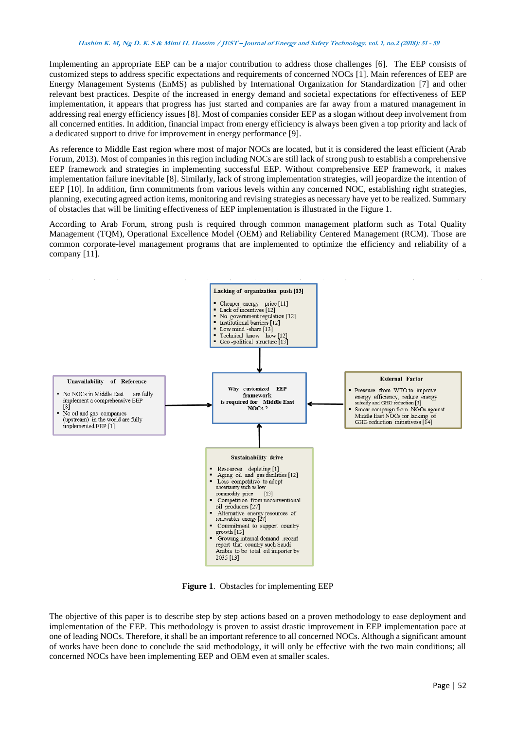Implementing an appropriate EEP can be a major contribution to address those challenges [6]. The EEP consists of customized steps to address specific expectations and requirements of concerned NOCs [1]. Main references of EEP are Energy Management Systems (EnMS) as published by International Organization for Standardization [7] and other relevant best practices. Despite of the increased in energy demand and societal expectations for effectiveness of EEP implementation, it appears that progress has just started and companies are far away from a matured management in addressing real energy efficiency issues [8]. Most of companies consider EEP as a slogan without deep involvement from all concerned entities. In addition, financial impact from energy efficiency is always been given a top priority and lack of a dedicated support to drive for improvement in energy performance [9].

As reference to Middle East region where most of major NOCs are located, but it is considered the least efficient (Arab Forum, 2013). Most of companies in this region including NOCs are still lack of strong push to establish a comprehensive EEP framework and strategies in implementing successful EEP. Without comprehensive EEP framework, it makes implementation failure inevitable [8]. Similarly, lack of strong implementation strategies, will jeopardize the intention of EEP [10]. In addition, firm commitments from various levels within any concerned NOC, establishing right strategies, planning, executing agreed action items, monitoring and revising strategies as necessary have yet to be realized. Summary of obstacles that will be limiting effectiveness of EEP implementation is illustrated in the Figure 1.

According to Arab Forum, strong push is required through common management platform such as Total Quality Management (TQM), Operational Excellence Model (OEM) and Reliability Centered Management (RCM). Those are common corporate-level management programs that are implemented to optimize the efficiency and reliability of a company [11].

**Lacking of organization push [13]**

- Cheaper energy price [11]
- Lack of incentives [12]
- No government regulation [12]
- Institutional barriers [12]
- Low mind -share [13]
- Technical know -how [12]
- Geo -political structure [13]

**Unavailability of Reference**

- No NOCs in Middle East are fully implement a comprehensive EEP [8]
- No oil and gas companies (upstream) in the world are fully implemented EEP [1]

**Why customized EEP framework is required for Middle East NOCs ?**

**External Factor**

- Pressure from WTO to improve energy efficiency, reduce energy subsidy and GHG reduction [3]
- Smear campaign from NGOs against Middle East NOCs for lacking of GHG reduction initiatives [14]

**Sustainability drive**

- Resources depleting [1]
- Aging oil and gas facilities [12]
- Less competitive to adopt uncertainty such as low commodity price [13]
- Competition from unconventional oil producers [27]
- Alternative energy resources of renewables energy [27]
- Commitment to support country growth [13]
- Growing internal demand recent report that country such Saudi Arabia to be total oil importer by 2035 [13]

**Figure 1**. Obstacles for implementing EEP

The objective of this paper is to describe step by step actions based on a proven methodology to ease deployment and implementation of the EEP. This methodology is proven to assist drastic improvement in EEP implementation pace at one of leading NOCs. Therefore, it shall be an important reference to all concerned NOCs. Although a significant amount of works have been done to conclude the said methodology, it will only be effective with the two main conditions; all concerned NOCs have been implementing EEP and OEM even at smaller scales.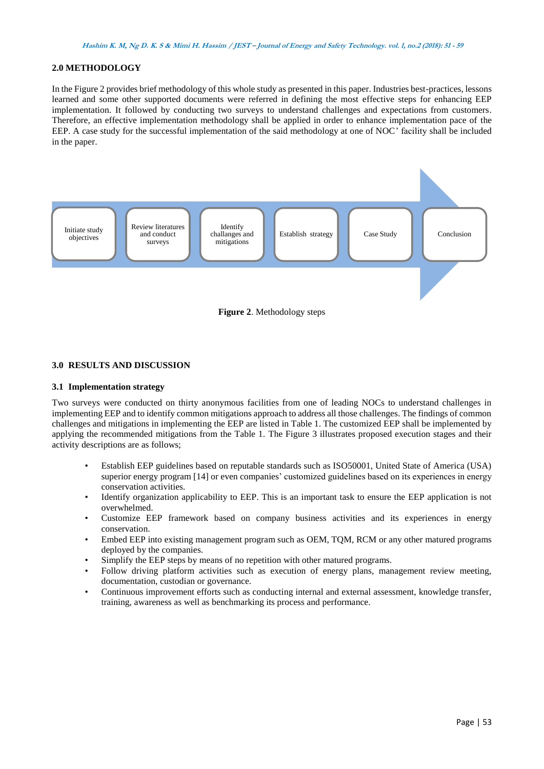## 2.0 METHODOLOGY

In the Figure 2 provides brief methodology of this whole study as presented in this paper. Industries best-practices, lessons learned and some other supported documents were referred in defining the most effective steps for enhancing EEP implementation. It followed by conducting two surveys to understand challenges and expectations from customers. Therefore, an effective implementation methodology shall be applied in order to enhance implementation pace of the EEP. A case study for the successful implementation of the said methodology at one of NOC' facility shall be included in the paper.

Initiate study objectives → Review literatures and conduct surveys → Identify challanges and mitigations → Establish strategy → Case Study → Conclusion

**Figure 2**. Methodology steps

## 3.0 RESULTS AND DISCUSSION

### 3.1 Implementation strategy

Two surveys were conducted on thirty anonymous facilities from one of leading NOCs to understand challenges in implementing EEP and to identify common mitigations approach to address all those challenges. The findings of common challenges and mitigations in implementing the EEP are listed in Table 1. The customized EEP shall be implemented by applying the recommended mitigations from the Table 1. The Figure 3 illustrates proposed execution stages and their activity descriptions are as follows;

- Establish EEP guidelines based on reputable standards such as ISO50001, United State of America (USA) superior energy program [14] or even companies' customized guidelines based on its experiences in energy conservation activities.
- Identify organization applicability to EEP. This is an important task to ensure the EEP application is not overwhelmed.
- Customize EEP framework based on company business activities and its experiences in energy conservation.
- Embed EEP into existing management program such as OEM, TQM, RCM or any other matured programs deployed by the companies.
- Simplify the EEP steps by means of no repetition with other matured programs.
- Follow driving platform activities such as execution of energy plans, management review meeting, documentation, custodian or governance.
- Continuous improvement efforts such as conducting internal and external assessment, knowledge transfer, training, awareness as well as benchmarking its process and performance.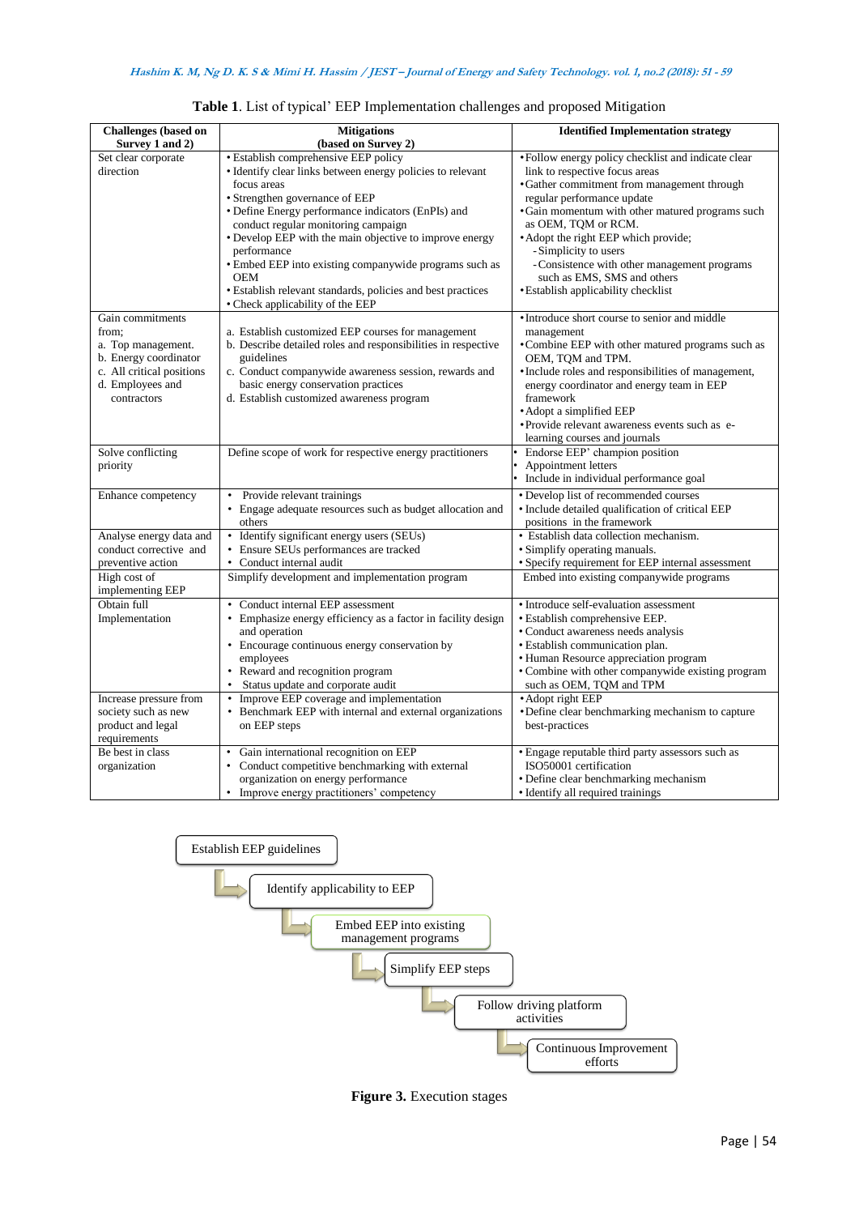**Table 1**. List of typical' EEP Implementation challenges and proposed Mitigation

| Challenges (based on Survey 1 and 2) | Mitigations (based on Survey 2) | Identified Implementation strategy |
|---|---|---|
| Set clear corporate direction | • Establish comprehensive EEP policy<br>• Identify clear links between energy policies to relevant focus areas<br>• Strengthen governance of EEP<br>• Define Energy performance indicators (EnPIs) and conduct regular monitoring campaign<br>• Develop EEP with the main objective to improve energy performance<br>• Embed EEP into existing companywide programs such as OEM<br>• Establish relevant standards, policies and best practices<br>• Check applicability of the EEP | • Follow energy policy checklist and indicate clear link to respective focus areas<br>• Gather commitment from management through regular performance update<br>• Gain momentum with other matured programs such as OEM, TQM or RCM.<br>• Adopt the right EEP which provide;<br>- Simplicity to users<br>- Consistence with other management programs such as EMS, SMS and others<br>• Establish applicability checklist |
| Gain commitments from;<br>a. Top management.<br>b. Energy coordinator<br>c. All critical positions<br>d. Employees and contractors | a. Establish customized EEP courses for management<br>b. Describe detailed roles and responsibilities in respective guidelines<br>c. Conduct companywide awareness session, rewards and basic energy conservation practices<br>d. Establish customized awareness program | • Introduce short course to senior and middle management<br>• Combine EEP with other matured programs such as OEM, TQM and TPM.<br>• Include roles and responsibilities of management, energy coordinator and energy team in EEP framework<br>• Adopt a simplified EEP<br>• Provide relevant awareness events such as e-learning courses and journals |
| Solve conflicting priority | Define scope of work for respective energy practitioners | • Endorse EEP' champion position<br>• Appointment letters<br>• Include in individual performance goal |
| Enhance competency | • Provide relevant trainings<br>• Engage adequate resources such as budget allocation and others | • Develop list of recommended courses<br>• Include detailed qualification of critical EEP positions in the framework |
| Analyse energy data and conduct corrective and preventive action | • Identify significant energy users (SEUs)<br>• Ensure SEUs performances are tracked<br>• Conduct internal audit | • Establish data collection mechanism.<br>• Simplify operating manuals.<br>• Specify requirement for EEP internal assessment |
| High cost of implementing EEP | Simplify development and implementation program | Embed into existing companywide programs |
| Obtain full Implementation | • Conduct internal EEP assessment<br>• Emphasize energy efficiency as a factor in facility design and operation<br>• Encourage continuous energy conservation by employees<br>• Reward and recognition program<br>• Status update and corporate audit | • Introduce self-evaluation assessment<br>• Establish comprehensive EEP.<br>• Conduct awareness needs analysis<br>• Establish communication plan.<br>• Human Resource appreciation program<br>• Combine with other companywide existing program such as OEM, TQM and TPM |
| Increase pressure from society such as new product and legal requirements | • Improve EEP coverage and implementation<br>• Benchmark EEP with internal and external organizations on EEP steps | • Adopt right EEP<br>• Define clear benchmarking mechanism to capture best-practices |
| Be best in class organization | • Gain international recognition on EEP<br>• Conduct competitive benchmarking with external organization on energy performance<br>• Improve energy practitioners' competency | • Engage reputable third party assessors such as ISO50001 certification<br>• Define clear benchmarking mechanism<br>• Identify all required trainings |

Establish EEP guidelines → Identify applicability to EEP → Embed EEP into existing management programs → Simplify EEP steps → Follow driving platform activities → Continuous Improvement efforts

**Figure 3.** Execution stages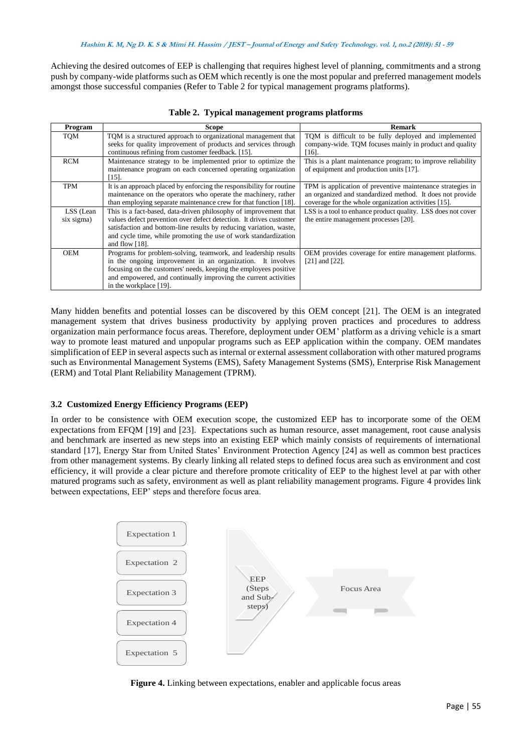Achieving the desired outcomes of EEP is challenging that requires highest level of planning, commitments and a strong push by company-wide platforms such as OEM which recently is one the most popular and preferred management models amongst those successful companies (Refer to Table 2 for typical management programs platforms).

**Table 2. Typical management programs platforms**

| Program | Scope | Remark |
|---|---|---|
| TQM | TQM is a structured approach to organizational management that seeks for quality improvement of products and services through continuous refining from customer feedback. [15]. | TQM is difficult to be fully deployed and implemented company-wide. TQM focuses mainly in product and quality [16]. |
| RCM | Maintenance strategy to be implemented prior to optimize the maintenance program on each concerned operating organization [15]. | This is a plant maintenance program; to improve reliability of equipment and production units [17]. |
| TPM | It is an approach placed by enforcing the responsibility for routine maintenance on the operators who operate the machinery, rather than employing separate maintenance crew for that function [18]. | TPM is application of preventive maintenance strategies in an organized and standardized method. It does not provide coverage for the whole organization activities [15]. |
| LSS (Lean six sigma) | This is a fact-based, data-driven philosophy of improvement that values defect prevention over defect detection. It drives customer satisfaction and bottom-line results by reducing variation, waste, and cycle time, while promoting the use of work standardization and flow [18]. | LSS is a tool to enhance product quality. LSS does not cover the entire management processes [20]. |
| OEM | Programs for problem-solving, teamwork, and leadership results in the ongoing improvement in an organization. It involves focusing on the customers' needs, keeping the employees positive and empowered, and continually improving the current activities in the workplace [19]. | OEM provides coverage for entire management platforms. [21] and [22]. |

Many hidden benefits and potential losses can be discovered by this OEM concept [21]. The OEM is an integrated management system that drives business productivity by applying proven practices and procedures to address organization main performance focus areas. Therefore, deployment under OEM' platform as a driving vehicle is a smart way to promote least matured and unpopular programs such as EEP application within the company. OEM mandates simplification of EEP in several aspects such as internal or external assessment collaboration with other matured programs such as Environmental Management Systems (EMS), Safety Management Systems (SMS), Enterprise Risk Management (ERM) and Total Plant Reliability Management (TPRM).

### 3.2 Customized Energy Efficiency Programs (EEP)

In order to be consistence with OEM execution scope, the customized EEP has to incorporate some of the OEM expectations from EFQM [19] and [23]. Expectations such as human resource, asset management, root cause analysis and benchmark are inserted as new steps into an existing EEP which mainly consists of requirements of international standard [17], Energy Star from United States' Environment Protection Agency [24] as well as common best practices from other management systems. By clearly linking all related steps to defined focus area such as environment and cost efficiency, it will provide a clear picture and therefore promote criticality of EEP to the highest level at par with other matured programs such as safety, environment as well as plant reliability management programs. Figure 4 provides link between expectations, EEP' steps and therefore focus area.

Expectation 1
Expectation 2
Expectation 3
Expectation 4
Expectation 5

EEP (Steps and Sub-steps)

Focus Area

**Figure 4.** Linking between expectations, enabler and applicable focus areas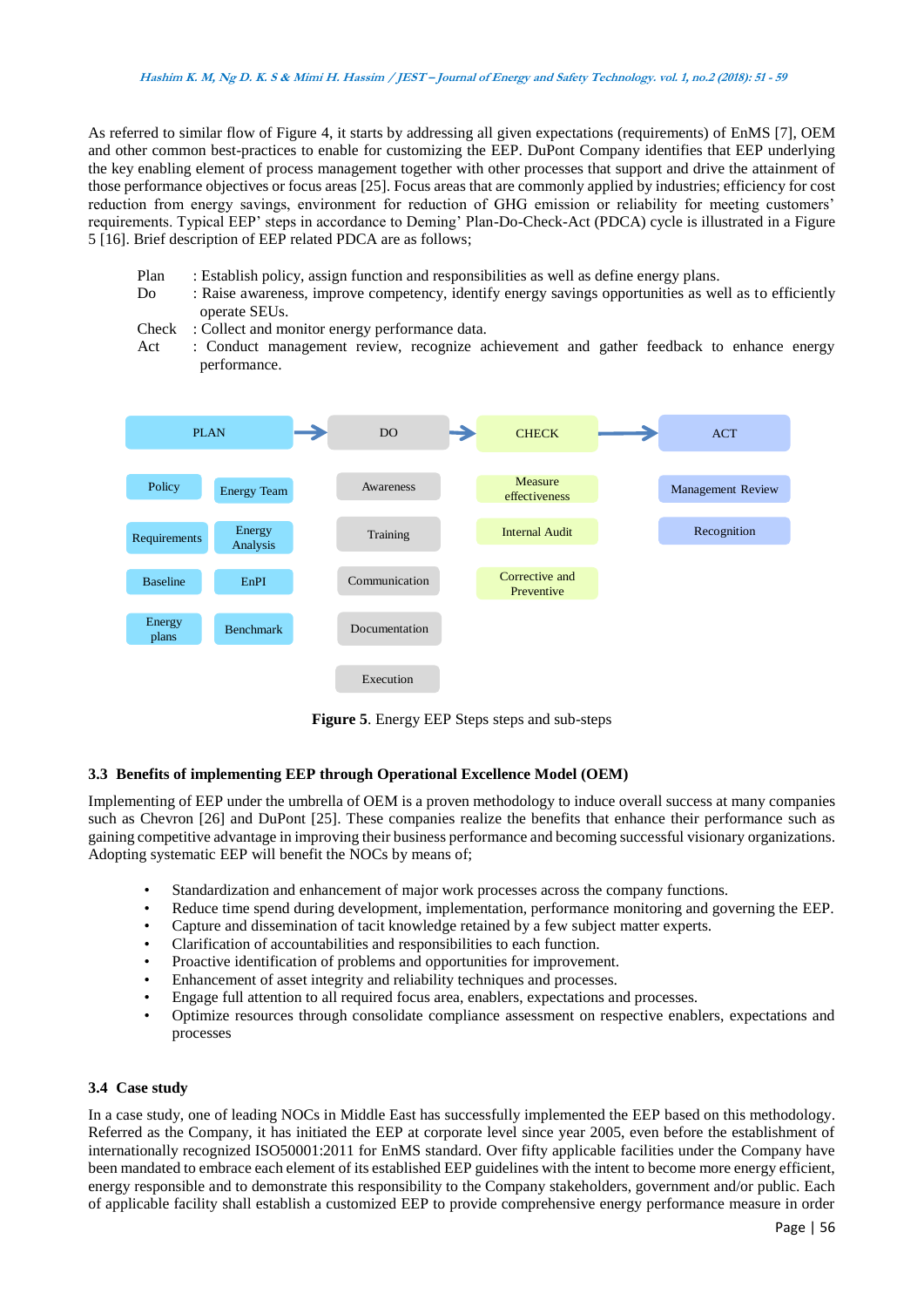As referred to similar flow of Figure 4, it starts by addressing all given expectations (requirements) of EnMS [7], OEM and other common best-practices to enable for customizing the EEP. DuPont Company identifies that EEP underlying the key enabling element of process management together with other processes that support and drive the attainment of those performance objectives or focus areas [25]. Focus areas that are commonly applied by industries; efficiency for cost reduction from energy savings, environment for reduction of GHG emission or reliability for meeting customers' requirements. Typical EEP' steps in accordance to Deming' Plan-Do-Check-Act (PDCA) cycle is illustrated in a Figure 5 [16]. Brief description of EEP related PDCA are as follows;

Plan : Establish policy, assign function and responsibilities as well as define energy plans.
Do : Raise awareness, improve competency, identify energy savings opportunities as well as to efficiently operate SEUs.
Check : Collect and monitor energy performance data.
Act : Conduct management review, recognize achievement and gather feedback to enhance energy performance.

| PLAN | | DO | CHECK | ACT |
|---|---|---|---|---|
| Policy | Energy Team | Awareness | Measure effectiveness | Management Review |
| Requirements | Energy Analysis | Training | Internal Audit | Recognition |
| Baseline | EnPI | Communication | Corrective and Preventive | |
| Energy plans | Benchmark | Documentation | | |
| | | Execution | | |

**Figure 5**. Energy EEP Steps steps and sub-steps

### 3.3 Benefits of implementing EEP through Operational Excellence Model (OEM)

Implementing of EEP under the umbrella of OEM is a proven methodology to induce overall success at many companies such as Chevron [26] and DuPont [25]. These companies realize the benefits that enhance their performance such as gaining competitive advantage in improving their business performance and becoming successful visionary organizations. Adopting systematic EEP will benefit the NOCs by means of;

- Standardization and enhancement of major work processes across the company functions.
- Reduce time spend during development, implementation, performance monitoring and governing the EEP.
- Capture and dissemination of tacit knowledge retained by a few subject matter experts.
- Clarification of accountabilities and responsibilities to each function.
- Proactive identification of problems and opportunities for improvement.
- Enhancement of asset integrity and reliability techniques and processes.
- Engage full attention to all required focus area, enablers, expectations and processes.
- Optimize resources through consolidate compliance assessment on respective enablers, expectations and processes

### 3.4 Case study

In a case study, one of leading NOCs in Middle East has successfully implemented the EEP based on this methodology. Referred as the Company, it has initiated the EEP at corporate level since year 2005, even before the establishment of internationally recognized ISO50001:2011 for EnMS standard. Over fifty applicable facilities under the Company have been mandated to embrace each element of its established EEP guidelines with the intent to become more energy efficient, energy responsible and to demonstrate this responsibility to the Company stakeholders, government and/or public. Each of applicable facility shall establish a customized EEP to provide comprehensive energy performance measure in order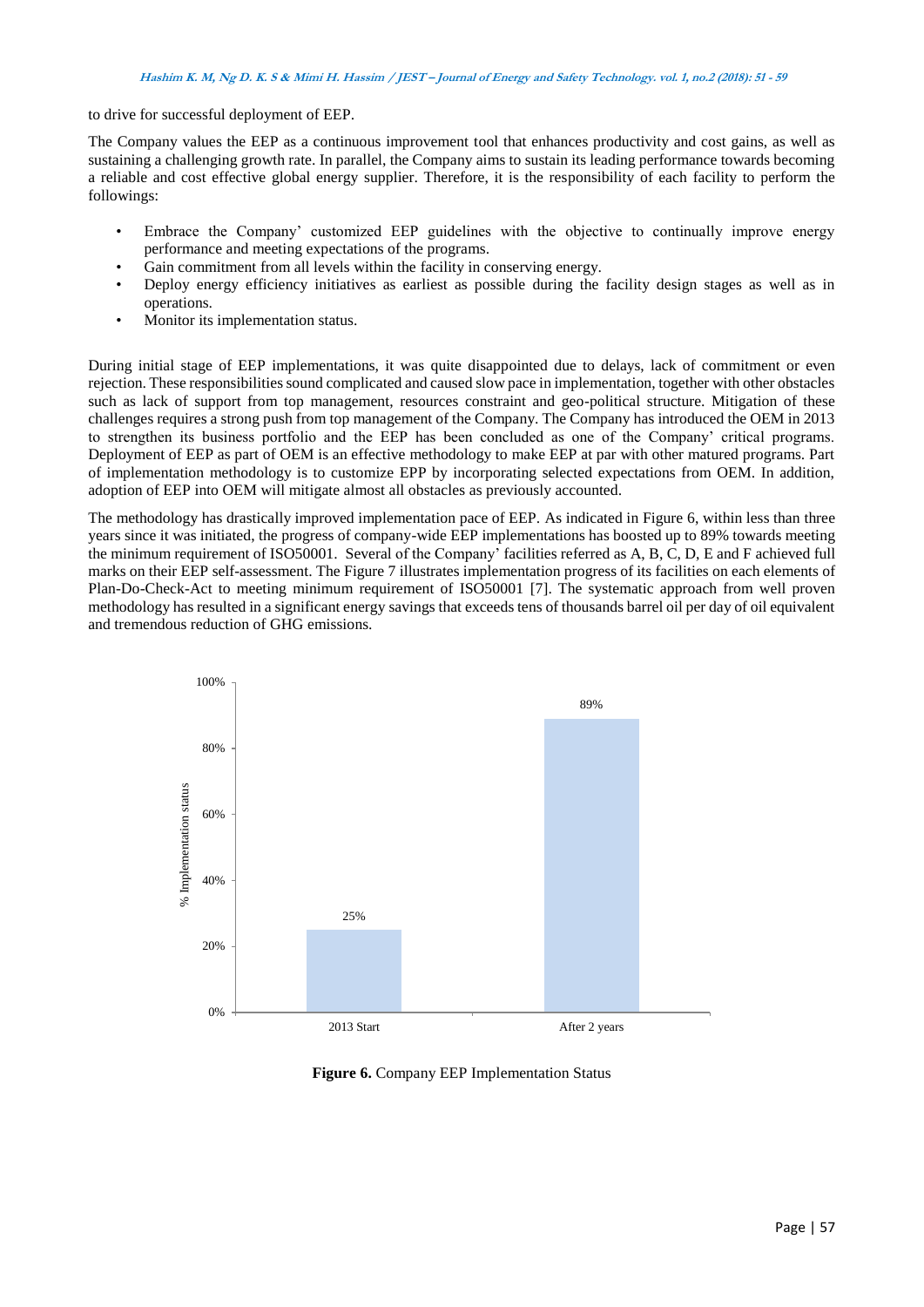to drive for successful deployment of EEP.

The Company values the EEP as a continuous improvement tool that enhances productivity and cost gains, as well as sustaining a challenging growth rate. In parallel, the Company aims to sustain its leading performance towards becoming a reliable and cost effective global energy supplier. Therefore, it is the responsibility of each facility to perform the followings:

- Embrace the Company' customized EEP guidelines with the objective to continually improve energy performance and meeting expectations of the programs.
- Gain commitment from all levels within the facility in conserving energy.
- Deploy energy efficiency initiatives as earliest as possible during the facility design stages as well as in operations.
- Monitor its implementation status.

During initial stage of EEP implementations, it was quite disappointed due to delays, lack of commitment or even rejection. These responsibilities sound complicated and caused slow pace in implementation, together with other obstacles such as lack of support from top management, resources constraint and geo-political structure. Mitigation of these challenges requires a strong push from top management of the Company. The Company has introduced the OEM in 2013 to strengthen its business portfolio and the EEP has been concluded as one of the Company' critical programs. Deployment of EEP as part of OEM is an effective methodology to make EEP at par with other matured programs. Part of implementation methodology is to customize EPP by incorporating selected expectations from OEM. In addition, adoption of EEP into OEM will mitigate almost all obstacles as previously accounted.

The methodology has drastically improved implementation pace of EEP. As indicated in Figure 6, within less than three years since it was initiated, the progress of company-wide EEP implementations has boosted up to 89% towards meeting the minimum requirement of ISO50001. Several of the Company' facilities referred as A, B, C, D, E and F achieved full marks on their EEP self-assessment. The Figure 7 illustrates implementation progress of its facilities on each elements of Plan-Do-Check-Act to meeting minimum requirement of ISO50001 [7]. The systematic approach from well proven methodology has resulted in a significant energy savings that exceeds tens of thousands barrel oil per day of oil equivalent and tremendous reduction of GHG emissions.

| | % Implementation status |
|---|---|
| 2013 Start | 25% |
| After 2 years | 89% |

**Figure 6.** Company EEP Implementation Status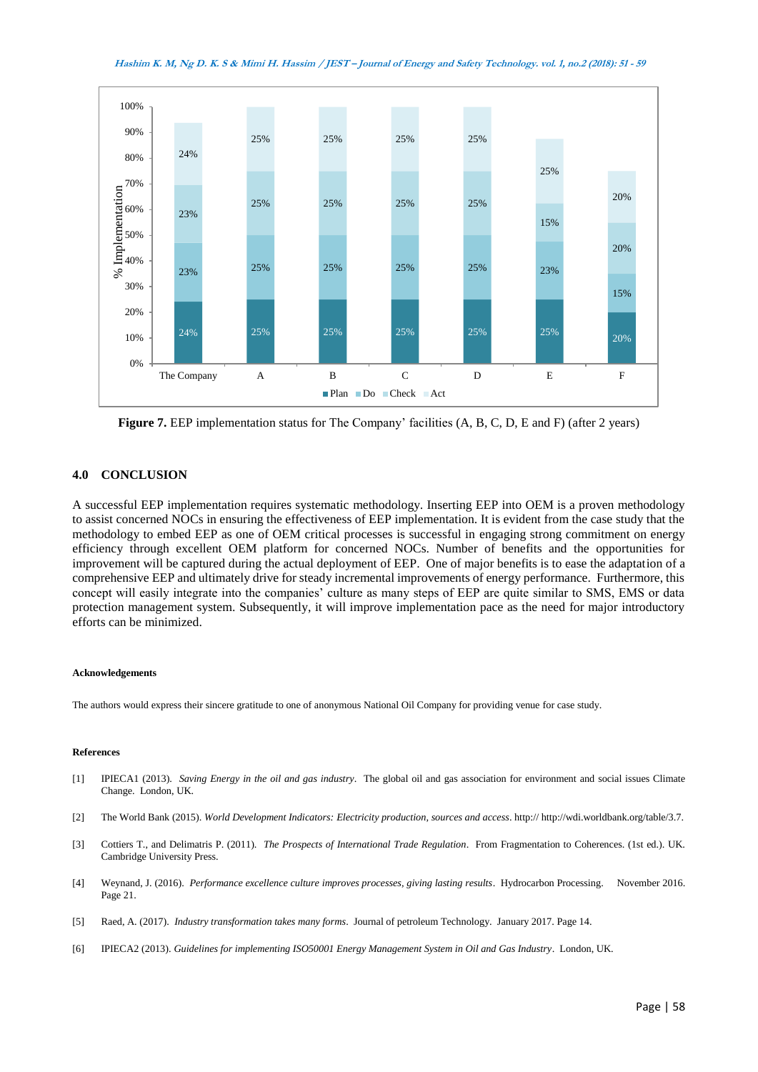**Figure 7.** EEP implementation status for The Company' facilities (A, B, C, D, E and F) (after 2 years)

## 4.0 CONCLUSION

A successful EEP implementation requires systematic methodology. Inserting EEP into OEM is a proven methodology to assist concerned NOCs in ensuring the effectiveness of EEP implementation. It is evident from the case study that the methodology to embed EEP as one of OEM critical processes is successful in engaging strong commitment on energy efficiency through excellent OEM platform for concerned NOCs. Number of benefits and the opportunities for improvement will be captured during the actual deployment of EEP. One of major benefits is to ease the adaptation of a comprehensive EEP and ultimately drive for steady incremental improvements of energy performance. Furthermore, this concept will easily integrate into the companies' culture as many steps of EEP are quite similar to SMS, EMS or data protection management system. Subsequently, it will improve implementation pace as the need for major introductory efforts can be minimized.

#### Acknowledgements

The authors would express their sincere gratitude to one of anonymous National Oil Company for providing venue for case study.

#### References

[1] IPIECA1 (2013). *Saving Energy in the oil and gas industry*. The global oil and gas association for environment and social issues Climate Change. London, UK.

[2] The World Bank (2015). *World Development Indicators: Electricity production, sources and access*. http:// http://wdi.worldbank.org/table/3.7.

[3] Cottiers T., and Delimatris P. (2011). *The Prospects of International Trade Regulation*. From Fragmentation to Coherences. (1st ed.). UK. Cambridge University Press.

[4] Weynand, J. (2016). *Performance excellence culture improves processes, giving lasting results*. Hydrocarbon Processing. November 2016. Page 21.

[5] Raed, A. (2017). *Industry transformation takes many forms*. Journal of petroleum Technology. January 2017. Page 14.

[6] IPIECA2 (2013). *Guidelines for implementing ISO50001 Energy Management System in Oil and Gas Industry*. London, UK.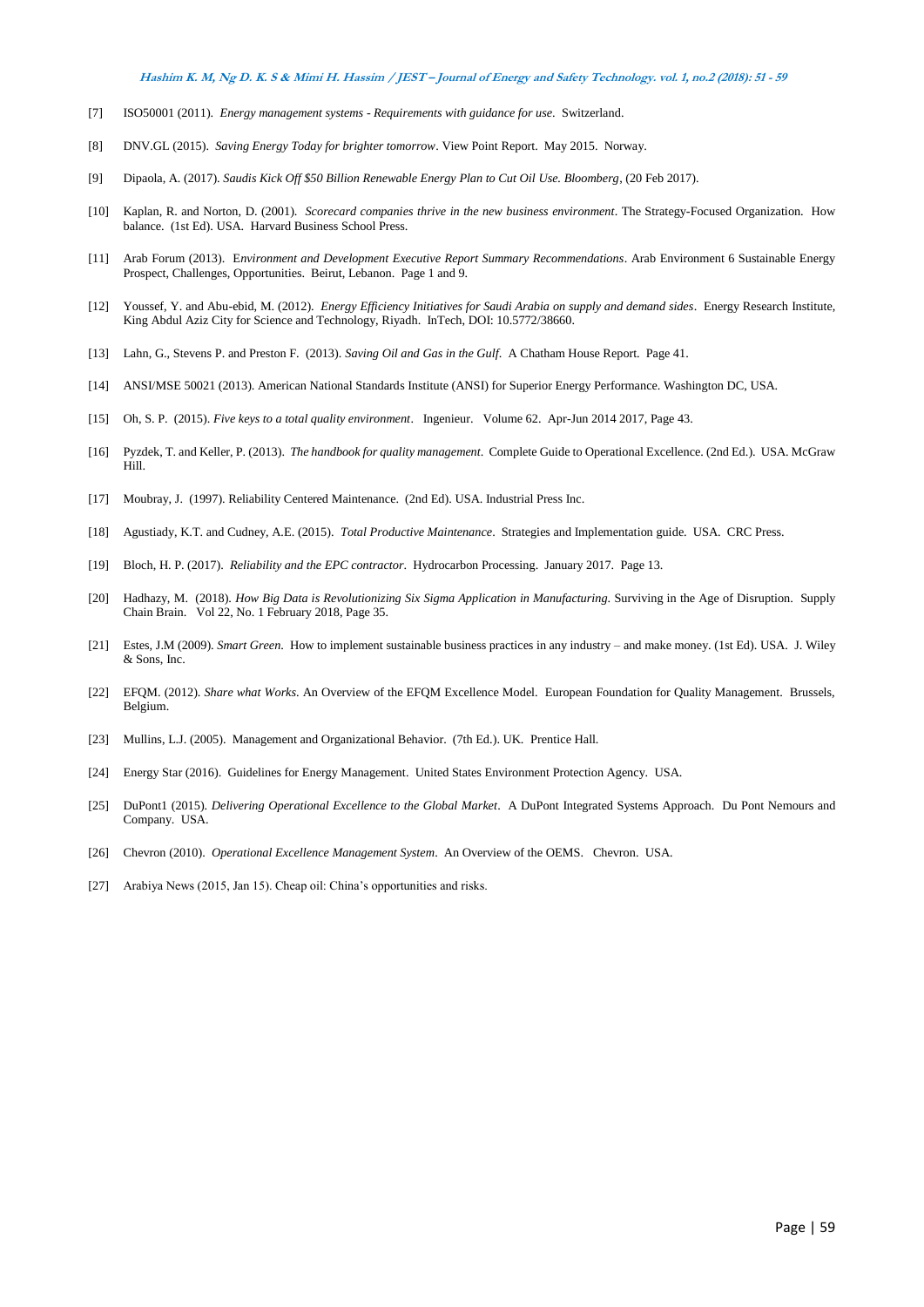[7] ISO50001 (2011). *Energy management systems - Requirements with guidance for use*. Switzerland.

[8] DNV.GL (2015). *Saving Energy Today for brighter tomorrow*. View Point Report. May 2015. Norway.

[9] Dipaola, A. (2017). *Saudis Kick Off $50 Billion Renewable Energy Plan to Cut Oil Use. Bloomberg*, (20 Feb 2017).

[10] Kaplan, R. and Norton, D. (2001). *Scorecard companies thrive in the new business environment*. The Strategy-Focused Organization. How balance. (1st Ed). USA. Harvard Business School Press.

[11] Arab Forum (2013). *Environment and Development Executive Report Summary Recommendations*. Arab Environment 6 Sustainable Energy Prospect, Challenges, Opportunities. Beirut, Lebanon. Page 1 and 9.

[12] Youssef, Y. and Abu-ebid, M. (2012). *Energy Efficiency Initiatives for Saudi Arabia on supply and demand sides*. Energy Research Institute, King Abdul Aziz City for Science and Technology, Riyadh. InTech, DOI: 10.5772/38660.

[13] Lahn, G., Stevens P. and Preston F. (2013). *Saving Oil and Gas in the Gulf*. A Chatham House Report. Page 41.

[14] ANSI/MSE 50021 (2013). American National Standards Institute (ANSI) for Superior Energy Performance. Washington DC, USA.

[15] Oh, S. P. (2015). *Five keys to a total quality environment*. Ingenieur. Volume 62. Apr-Jun 2014 2017, Page 43.

[16] Pyzdek, T. and Keller, P. (2013). *The handbook for quality management*. Complete Guide to Operational Excellence. (2nd Ed.). USA. McGraw Hill.

[17] Moubray, J. (1997). Reliability Centered Maintenance. (2nd Ed). USA. Industrial Press Inc.

[18] Agustiady, K.T. and Cudney, A.E. (2015). *Total Productive Maintenance*. Strategies and Implementation guide. USA. CRC Press.

[19] Bloch, H. P. (2017). *Reliability and the EPC contractor*. Hydrocarbon Processing. January 2017. Page 13.

[20] Hadhazy, M. (2018). *How Big Data is Revolutionizing Six Sigma Application in Manufacturing.* Surviving in the Age of Disruption. Supply Chain Brain. Vol 22, No. 1 February 2018, Page 35.

[21] Estes, J.M (2009). *Smart Green*. How to implement sustainable business practices in any industry – and make money. (1st Ed). USA. J. Wiley & Sons, Inc.

[22] EFQM. (2012). *Share what Works*. An Overview of the EFQM Excellence Model. European Foundation for Quality Management. Brussels, Belgium.

[23] Mullins, L.J. (2005). Management and Organizational Behavior. (7th Ed.). UK. Prentice Hall.

[24] Energy Star (2016). Guidelines for Energy Management. United States Environment Protection Agency. USA.

[25] DuPont1 (2015). *Delivering Operational Excellence to the Global Market*. A DuPont Integrated Systems Approach. Du Pont Nemours and Company. USA.

[26] Chevron (2010). *Operational Excellence Management System*. An Overview of the OEMS. Chevron. USA.

[27] Arabiya News (2015, Jan 15). Cheap oil: China's opportunities and risks.